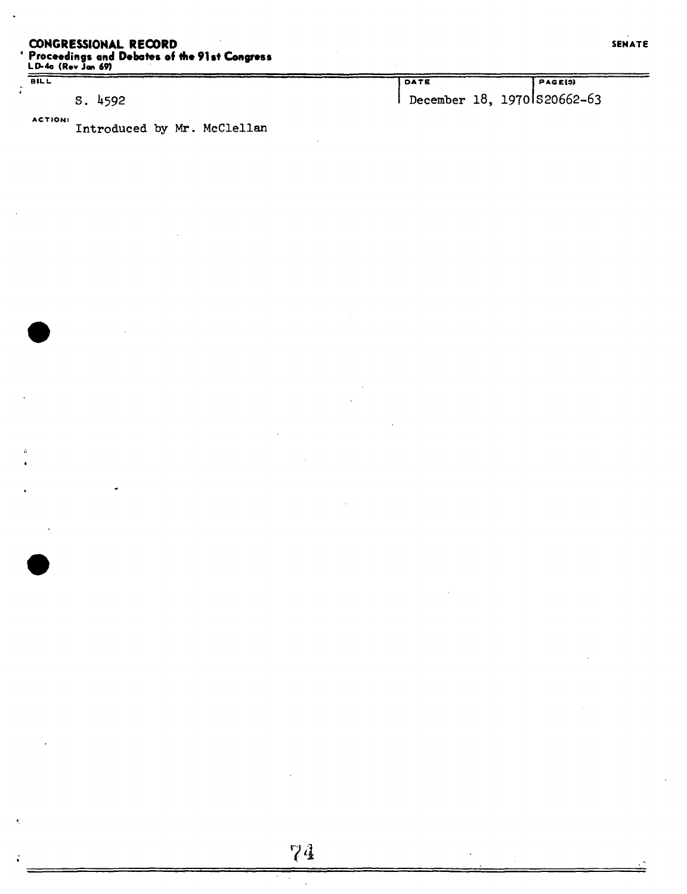**CONGRESSIONAL RECORD**
**Proceedings and Debates of the 91st Congress**
LD-4a (Rev Jan 69)

**SENATE**

| BILL | DATE | PAGE(S) |
|---|---|---|
| S. 4592 | December 18, 1970 | S20662-63 |

**ACTION:** Introduced by Mr. McClellan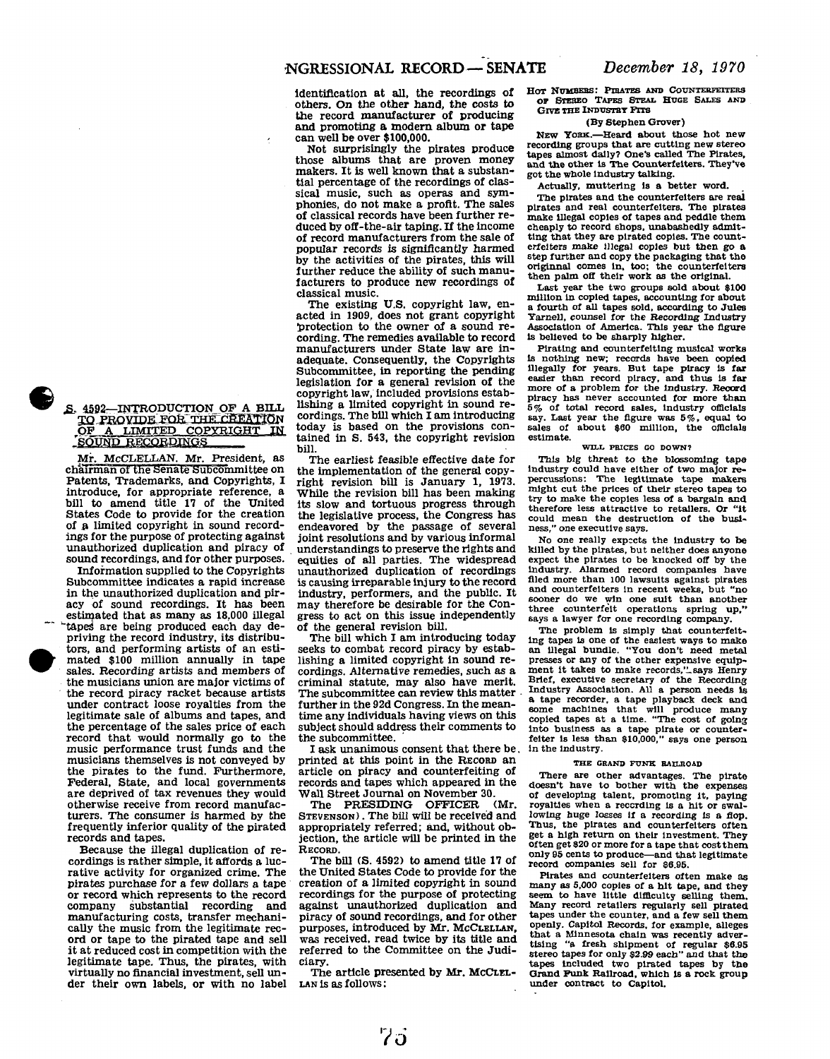identification at all, the recordings of others. On the other hand, the costs to the record manufacturer of producing and promoting a modern album or tape can well be over $100,000.

Not surprisingly the pirates produce those albums that are proven money makers. It is well known that a substantial percentage of the recordings of classical music, such as operas and symphonies, do not make a profit. The sales of classical records have been further reduced by off-the-air taping. If the income of record manufacturers from the sale of popular records is significantly harmed by the activities of the pirates, this will further reduce the ability of such manufacturers to produce new recordings of classical music.

The existing U.S. copyright law, enacted in 1909, does not grant copyright protection to the owner of a sound recording. The remedies available to record manufacturers under State law are inadequate. Consequently, the Copyrights Subcommittee, in reporting the pending legislation for a general revision of the copyright law, included provisions establishing a limited copyright in sound recordings. The bill which I am introducing today is based on the provisions contained in S. 543, the copyright revision bill.

The earliest feasible effective date for the implementation of the general copyright revision bill is January 1, 1973. While the revision bill has been making its slow and tortuous progress through the legislative process, the Congress has endeavored by the passage of several joint resolutions and by various informal understandings to preserve the rights and equities of all parties. The widespread unauthorized duplication of recordings is causing irreparable injury to the record industry, performers, and the public. It may therefore be desirable for the Congress to act on this issue independently of the general revision bill.

The bill which I am introducing today seeks to combat record piracy by establishing a limited copyright in sound recordings. Alternative remedies, such as a criminal statute, may also have merit. The subcommittee can review this matter further in the 92d Congress. In the meantime any individuals having views on this subject should address their comments to the subcommittee.

I ask unanimous consent that there be printed at this point in the RECORD an article on piracy and counterfeiting of records and tapes which appeared in the Wall Street Journal on November 30.

The PRESIDING OFFICER (Mr. STEVENSON). The bill will be received and appropriately referred; and, without objection, the article will be printed in the RECORD.

The bill (S. 4592) to amend title 17 of the United States Code to provide for the creation of a limited copyright in sound recordings for the purpose of protecting against unauthorized duplication and piracy of sound recordings, and for other purposes, introduced by Mr. MCCLELLAN, was received, read twice by its title and referred to the Committee on the Judiciary.

The article presented by Mr. MCCLELLAN is as follows:

## S. 4592—INTRODUCTION OF A BILL TO PROVIDE FOR THE CREATION OF A LIMITED COPYRIGHT IN SOUND RECORDINGS

Mr. MCCLELLAN. Mr. President, as chairman of the Senate Subcommittee on Patents, Trademarks, and Copyrights, I introduce, for appropriate reference, a bill to amend title 17 of the United States Code to provide for the creation of a limited copyright in sound recordings for the purpose of protecting against unauthorized duplication and piracy of sound recordings, and for other purposes.

Information supplied to the Copyrights Subcommittee indicates a rapid increase in the unauthorized duplication and piracy of sound recordings. It has been estimated that as many as 18,000 illegal tapes are being produced each day depriving the record industry, its distributors, and performing artists of an estimated $100 million annually in tape sales. Recording artists and members of the musicians union are major victims of the record piracy racket because artists under contract loose royalties from the legitimate sale of albums and tapes, and the percentage of the sales price of each record that would normally go to the music performance trust funds and the musicians themselves is not conveyed by the pirates to the fund. Furthermore, Federal, State, and local governments are deprived of tax revenues they would otherwise receive from record manufacturers. The consumer is harmed by the frequently inferior quality of the pirated records and tapes.

Because the illegal duplication of recordings is rather simple, it affords a lucrative activity for organized crime. The pirates purchase for a few dollars a tape or record which represents to the record company substantial recording and manufacturing costs, transfer mechanically the music from the legitimate record or tape to the pirated tape and sell it at reduced cost in competition with the legitimate tape. Thus, the pirates, with virtually no financial investment, sell under their own labels, or with no label

### HOT NUMBERS: PIRATES AND COUNTERFEITERS OF STEREO TAPES STEAL HUGE SALES AND GIVE THE INDUSTRY FITS

(By Stephen Grover)

NEW YORK.—Heard about those hot new recording groups that are cutting new stereo tapes almost daily? One's called The Pirates, and the other is The Counterfeiters. They've got the whole industry talking.

Actually, muttering is a better word.

The pirates and the counterfeiters are real pirates and real counterfeiters. The pirates make illegal copies of tapes and peddle them cheaply to record shops, unabashedly admitting that they are pirated copies. The counterfeiters make illegal copies but then go a step further and copy the packaging that the origninal comes in, too; the counterfeiters then palm off their work as the original.

Last year the two groups sold about $100 million in copied tapes, accounting for about a fourth of all tapes sold, according to Jules Yarnell, counsel for the Recording Industry Association of America. This year the figure is believed to be sharply higher.

Pirating and counterfeiting musical works is nothing new; records have been copied illegally for years. But tape piracy is far easier than record piracy, and thus is far more of a problem for the industry. Record piracy has never accounted for more than 5% of total record sales, industry officials say. Last year the figure was 5%, equal to sales of about $60 million, the officials estimate.

#### WILL PRICES GO DOWN?

This big threat to the blossoming tape industry could have either of two major repercussions: The legitimate tape makers might cut the prices of their stereo tapes to try to make the copies less of a bargain and therefore less attractive to retailers. Or "it could mean the destruction of the business," one executive says.

No one really expects the industry to be killed by the pirates, but neither does anyone expect the pirates to be knocked off by the industry. Alarmed record companies have filed more than 100 lawsuits against pirates and counterfeiters in recent weeks, but "no sooner do we win one suit than another three counterfeit operations spring up," says a lawyer for one recording company.

The problem is simply that counterfeiting tapes is one of the easiest ways to make an illegal bundle. "You don't need metal presses or any of the other expensive equipment it takes to make records," says Henry Brief, executive secretary of the Recording Industry Association. All a person needs is a tape recorder, a tape playback deck and some machines that will produce many copied tapes at a time. "The cost of going into business as a tape pirate or counterfeiter is less than $10,000," says one person in the industry.

#### THE GRAND FUNK RAILROAD

There are other advantages. The pirate doesn't have to bother with the expenses of developing talent, promoting it, paying royalties when a recording is a hit or swallowing huge losses if a recording is a flop. Thus, the pirates and counterfeiters often get a high return on their investment. They often get $20 or more for a tape that cost them only 95 cents to produce—and that legitimate record companies sell for $6.95.

Pirates and counterfeiters often make as many as 5,000 copies of a hit tape, and they seem to have little difficulty selling them. Many record retailers regularly sell pirated tapes under the counter, and a few sell them openly. Capitol Records, for example, alleges that a Minnesota chain was recently advertising "a fresh shipment of regular $6.95 stereo tapes for only $2.99 each" and that the tapes included two pirated tapes by the Grand Funk Railroad, which is a rock group under contract to Capitol.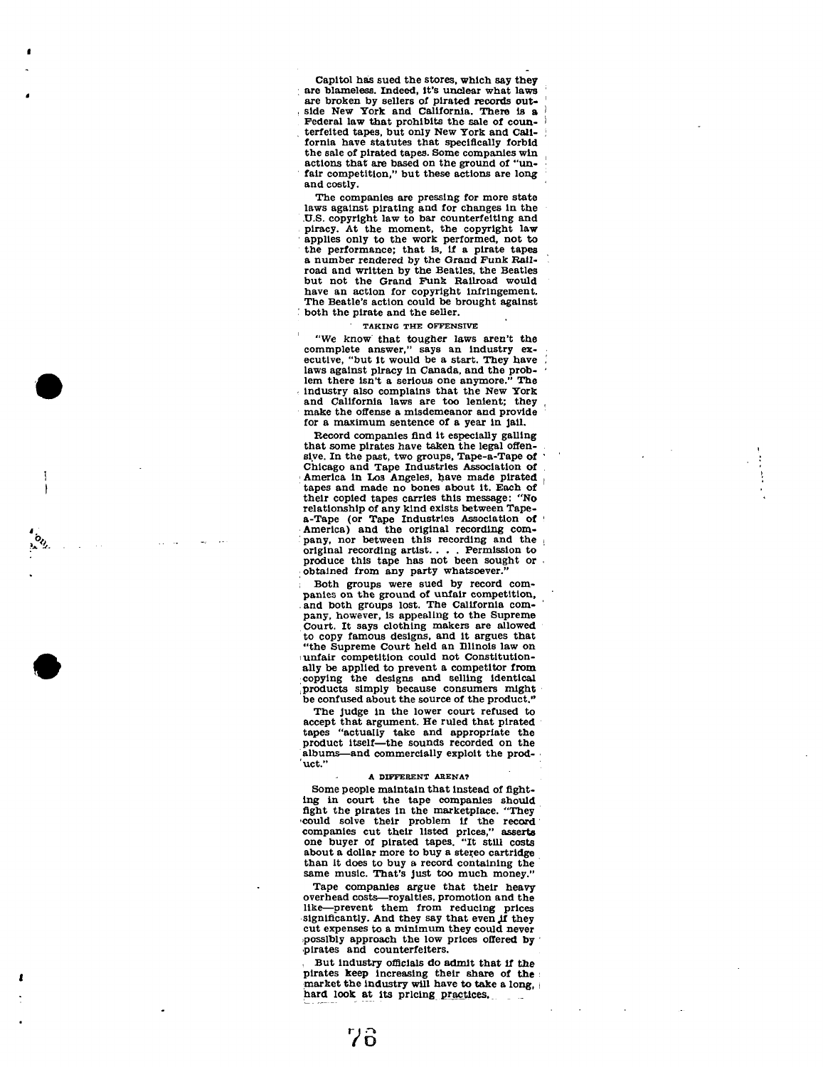Capitol has sued the stores, which say they are blameless. Indeed, it's unclear what laws are broken by sellers of pirated records outside New York and California. There is a Federal law that prohibits the sale of counterfeited tapes, but only New York and California have statutes that specifically forbid the sale of pirated tapes. Some companies win actions that are based on the ground of "unfair competition," but these actions are long and costly.

The companies are pressing for more state laws against pirating and for changes in the U.S. copyright law to bar counterfeiting and piracy. At the moment, the copyright law applies only to the work performed, not to the performance; that is, if a pirate tapes a number rendered by the Grand Funk Railroad and written by the Beatles, the Beatles but not the Grand Funk Railroad would have an action for copyright infringement. The Beatle's action could be brought against both the pirate and the seller.

## TAKING THE OFFENSIVE

"We know that tougher laws aren't the commplete answer," says an industry executive, "but it would be a start. They have laws against piracy in Canada, and the problem there isn't a serious one anymore." The industry also complains that the New York and California laws are too lenient; they make the offense a misdemeanor and provide for a maximum sentence of a year in jail.

Record companies find it especially galling that some pirates have taken the legal offensive. In the past, two groups, Tape-a-Tape of Chicago and Tape Industries Association of America in Los Angeles, have made pirated tapes and made no bones about it. Each of their copied tapes carries this message: "No relationship of any kind exists between Tape-a-Tape (or Tape Industries Association of America) and the original recording company, nor between this recording and the original recording artist. . . . Permission to produce this tape has not been sought or obtained from any party whatsoever."

Both groups were sued by record companies on the ground of unfair competition, and both groups lost. The California company, however, is appealing to the Supreme Court. It says clothing makers are allowed to copy famous designs, and it argues that "the Supreme Court held an Illinois law on unfair competition could not Constitutionally be applied to prevent a competitor from copying the designs and selling identical products simply because consumers might be confused about the source of the product."

The judge in the lower court refused to accept that argument. He ruled that pirated tapes "actually take and appropriate the product itself—the sounds recorded on the albums—and commercially exploit the product."

## A DIFFERENT ARENA?

Some people maintain that instead of fighting in court the tape companies should fight the pirates in the marketplace. "They could solve their problem if the record companies cut their listed prices," asserts one buyer of pirated tapes. "It still costs about a dollar more to buy a stereo cartridge than it does to buy a record containing the same music. That's just too much money."

Tape companies argue that their heavy overhead costs—royalties, promotion and the like—prevent them from reducing prices significantly. And they say that even if they cut expenses to a minimum they could never possibly approach the low prices offered by pirates and counterfeiters.

But industry officials do admit that if the pirates keep increasing their share of the market the industry will have to take a long, hard look at its pricing practices.